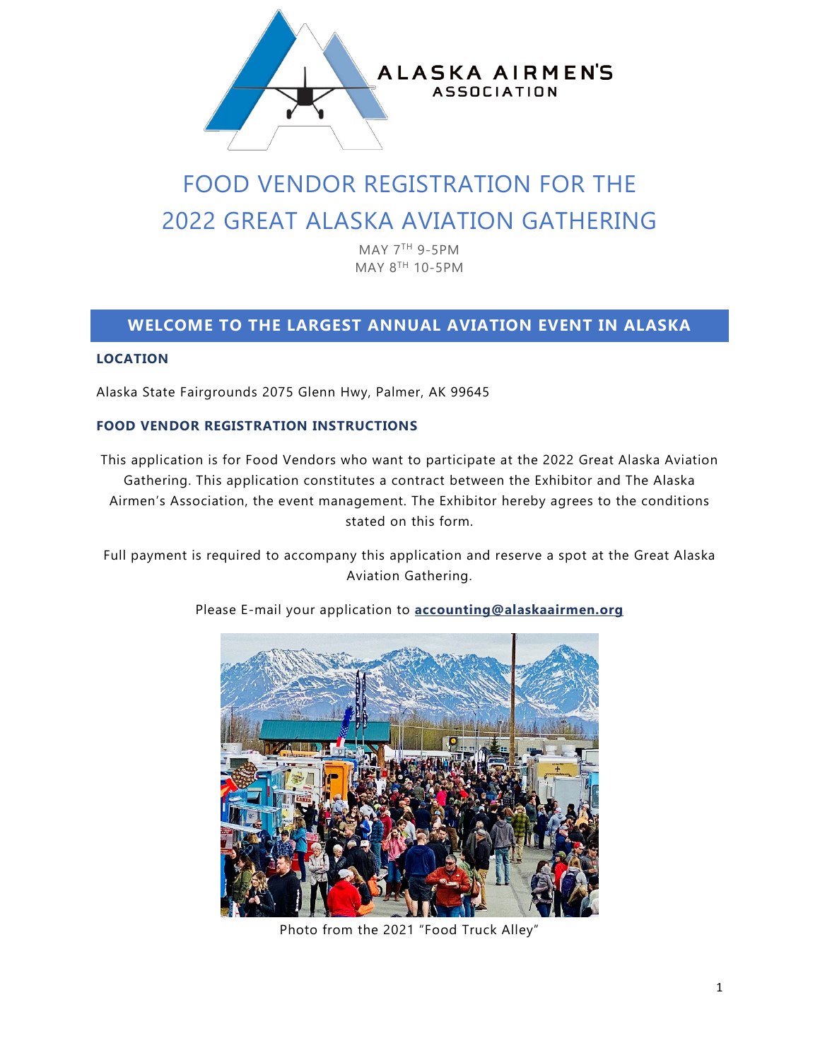ALASKA AIRMEN'S ASSOCIATION

# FOOD VENDOR REGISTRATION FOR THE 2022 GREAT ALASKA AVIATION GATHERING

MAY 7TH 9-5PM
MAY 8TH 10-5PM

## WELCOME TO THE LARGEST ANNUAL AVIATION EVENT IN ALASKA

### LOCATION

Alaska State Fairgrounds 2075 Glenn Hwy, Palmer, AK 99645

### FOOD VENDOR REGISTRATION INSTRUCTIONS

This application is for Food Vendors who want to participate at the 2022 Great Alaska Aviation Gathering. This application constitutes a contract between the Exhibitor and The Alaska Airmen's Association, the event management. The Exhibitor hereby agrees to the conditions stated on this form.

Full payment is required to accompany this application and reserve a spot at the Great Alaska Aviation Gathering.

Please E-mail your application to **accounting@alaskaairmen.org**

Photo from the 2021 "Food Truck Alley"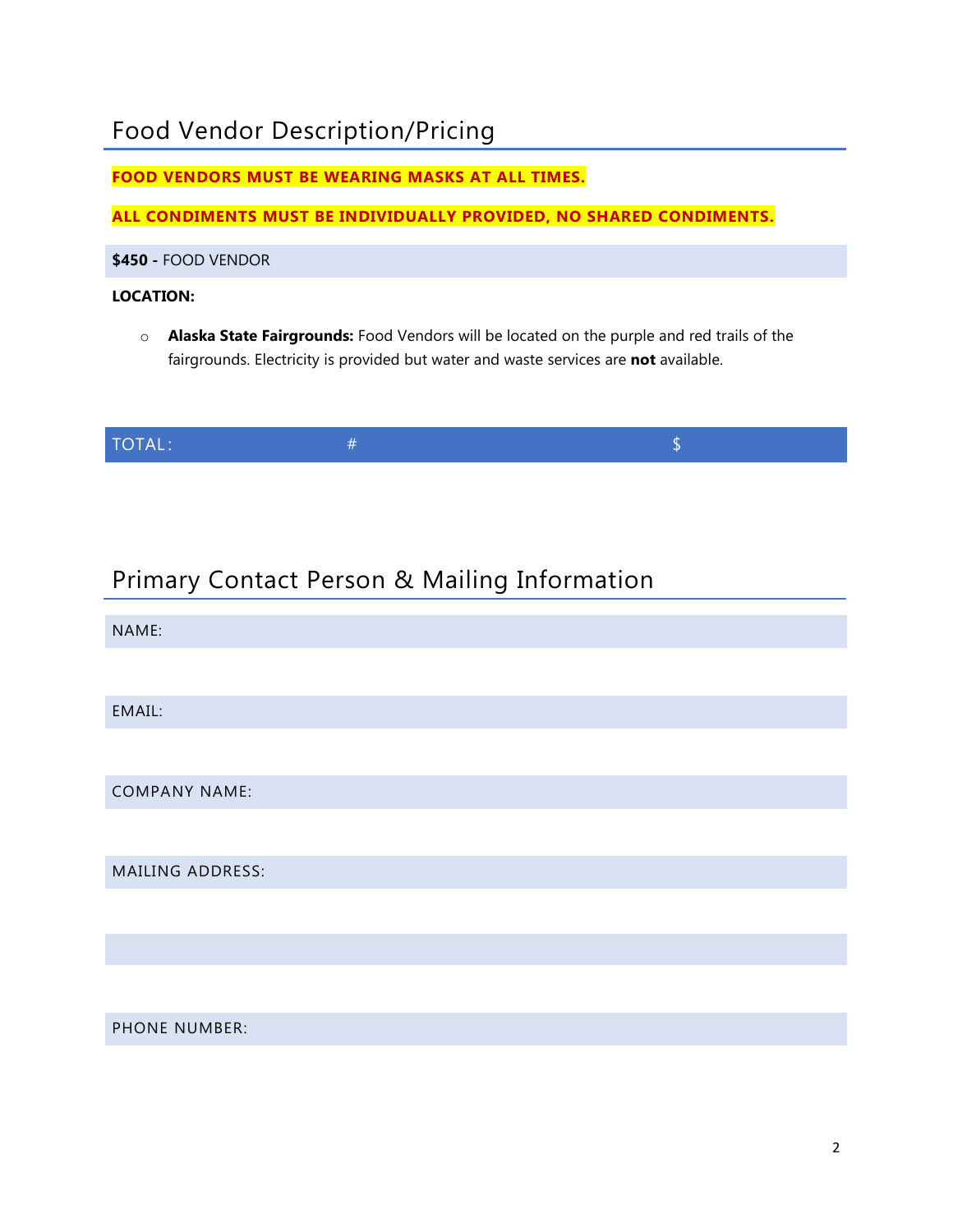## Food Vendor Description/Pricing

**FOOD VENDORS MUST BE WEARING MASKS AT ALL TIMES.**

**ALL CONDIMENTS MUST BE INDIVIDUALLY PROVIDED, NO SHARED CONDIMENTS.**

**$450 -** FOOD VENDOR

**LOCATION:**

- **Alaska State Fairgrounds:** Food Vendors will be located on the purple and red trails of the fairgrounds. Electricity is provided but water and waste services are **not** available.

| TOTAL: | # | $ |
|---|---|---|

## Primary Contact Person & Mailing Information

NAME:

EMAIL:

COMPANY NAME:

MAILING ADDRESS:

PHONE NUMBER: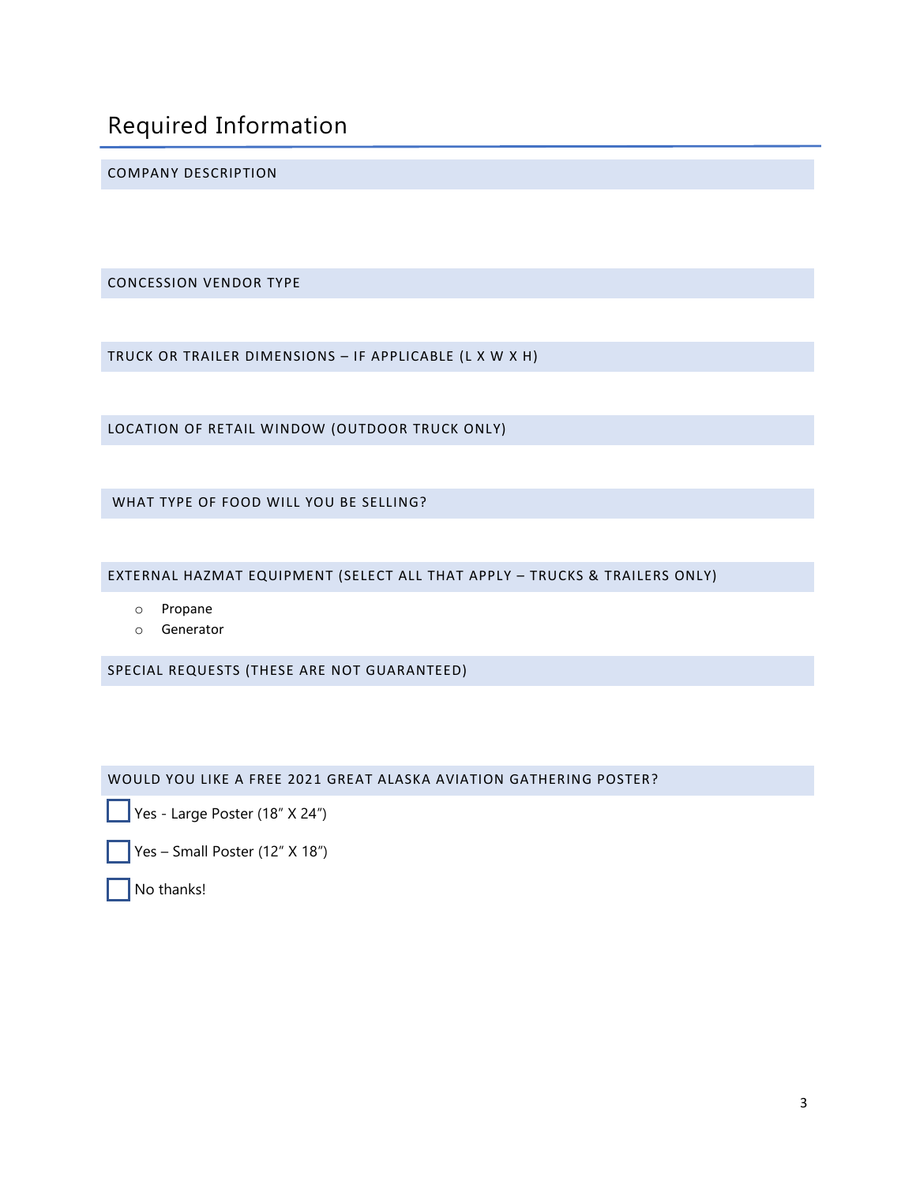# Required Information

## COMPANY DESCRIPTION

## CONCESSION VENDOR TYPE

## TRUCK OR TRAILER DIMENSIONS – IF APPLICABLE (L X W X H)

## LOCATION OF RETAIL WINDOW (OUTDOOR TRUCK ONLY)

## WHAT TYPE OF FOOD WILL YOU BE SELLING?

## EXTERNAL HAZMAT EQUIPMENT (SELECT ALL THAT APPLY – TRUCKS & TRAILERS ONLY)

- Propane
- Generator

## SPECIAL REQUESTS (THESE ARE NOT GUARANTEED)

## WOULD YOU LIKE A FREE 2021 GREAT ALASKA AVIATION GATHERING POSTER?

- [ ] Yes - Large Poster (18" X 24")
- [ ] Yes – Small Poster (12" X 18")
- [ ] No thanks!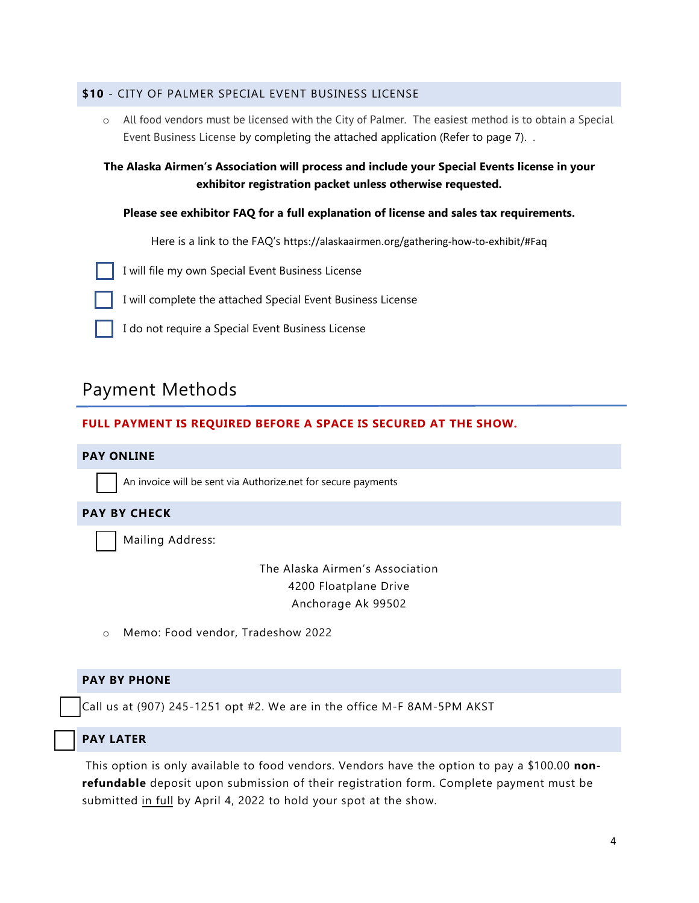**$10** - CITY OF PALMER SPECIAL EVENT BUSINESS LICENSE

- All food vendors must be licensed with the City of Palmer. The easiest method is to obtain a Special Event Business License by completing the attached application (Refer to page 7). .

**The Alaska Airmen's Association will process and include your Special Events license in your exhibitor registration packet unless otherwise requested.**

**Please see exhibitor FAQ for a full explanation of license and sales tax requirements.**

Here is a link to the FAQ's https://alaskaairmen.org/gathering-how-to-exhibit/#Faq

☐ I will file my own Special Event Business License

☐ I will complete the attached Special Event Business License

☐ I do not require a Special Event Business License

## Payment Methods

**FULL PAYMENT IS REQUIRED BEFORE A SPACE IS SECURED AT THE SHOW.**

**PAY ONLINE**

☐ An invoice will be sent via Authorize.net for secure payments

**PAY BY CHECK**

☐ Mailing Address:

The Alaska Airmen's Association
4200 Floatplane Drive
Anchorage Ak 99502

- Memo: Food vendor, Tradeshow 2022

**PAY BY PHONE**

☐ Call us at (907) 245-1251 opt #2. We are in the office M-F 8AM-5PM AKST

☐ **PAY LATER**

This option is only available to food vendors. Vendors have the option to pay a $100.00 **non-refundable** deposit upon submission of their registration form. Complete payment must be submitted in full by April 4, 2022 to hold your spot at the show.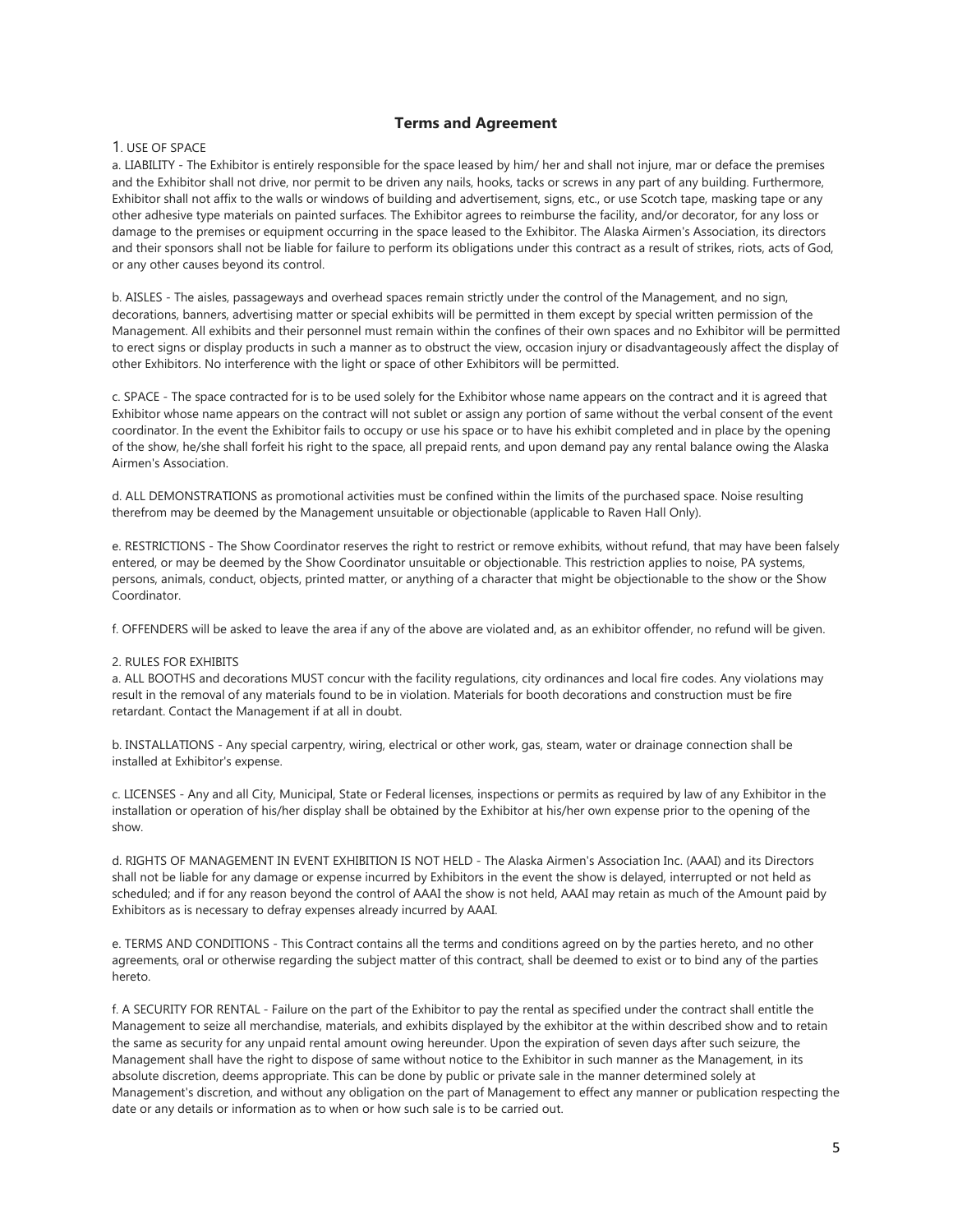## Terms and Agreement

1. USE OF SPACE

a. LIABILITY - The Exhibitor is entirely responsible for the space leased by him/ her and shall not injure, mar or deface the premises and the Exhibitor shall not drive, nor permit to be driven any nails, hooks, tacks or screws in any part of any building. Furthermore, Exhibitor shall not affix to the walls or windows of building and advertisement, signs, etc., or use Scotch tape, masking tape or any other adhesive type materials on painted surfaces. The Exhibitor agrees to reimburse the facility, and/or decorator, for any loss or damage to the premises or equipment occurring in the space leased to the Exhibitor. The Alaska Airmen's Association, its directors and their sponsors shall not be liable for failure to perform its obligations under this contract as a result of strikes, riots, acts of God, or any other causes beyond its control.

b. AISLES - The aisles, passageways and overhead spaces remain strictly under the control of the Management, and no sign, decorations, banners, advertising matter or special exhibits will be permitted in them except by special written permission of the Management. All exhibits and their personnel must remain within the confines of their own spaces and no Exhibitor will be permitted to erect signs or display products in such a manner as to obstruct the view, occasion injury or disadvantageously affect the display of other Exhibitors. No interference with the light or space of other Exhibitors will be permitted.

c. SPACE - The space contracted for is to be used solely for the Exhibitor whose name appears on the contract and it is agreed that Exhibitor whose name appears on the contract will not sublet or assign any portion of same without the verbal consent of the event coordinator. In the event the Exhibitor fails to occupy or use his space or to have his exhibit completed and in place by the opening of the show, he/she shall forfeit his right to the space, all prepaid rents, and upon demand pay any rental balance owing the Alaska Airmen's Association.

d. ALL DEMONSTRATIONS as promotional activities must be confined within the limits of the purchased space. Noise resulting therefrom may be deemed by the Management unsuitable or objectionable (applicable to Raven Hall Only).

e. RESTRICTIONS - The Show Coordinator reserves the right to restrict or remove exhibits, without refund, that may have been falsely entered, or may be deemed by the Show Coordinator unsuitable or objectionable. This restriction applies to noise, PA systems, persons, animals, conduct, objects, printed matter, or anything of a character that might be objectionable to the show or the Show Coordinator.

f. OFFENDERS will be asked to leave the area if any of the above are violated and, as an exhibitor offender, no refund will be given.

2. RULES FOR EXHIBITS

a. ALL BOOTHS and decorations MUST concur with the facility regulations, city ordinances and local fire codes. Any violations may result in the removal of any materials found to be in violation. Materials for booth decorations and construction must be fire retardant. Contact the Management if at all in doubt.

b. INSTALLATIONS - Any special carpentry, wiring, electrical or other work, gas, steam, water or drainage connection shall be installed at Exhibitor's expense.

c. LICENSES - Any and all City, Municipal, State or Federal licenses, inspections or permits as required by law of any Exhibitor in the installation or operation of his/her display shall be obtained by the Exhibitor at his/her own expense prior to the opening of the show.

d. RIGHTS OF MANAGEMENT IN EVENT EXHIBITION IS NOT HELD - The Alaska Airmen's Association Inc. (AAAI) and its Directors shall not be liable for any damage or expense incurred by Exhibitors in the event the show is delayed, interrupted or not held as scheduled; and if for any reason beyond the control of AAAI the show is not held, AAAI may retain as much of the Amount paid by Exhibitors as is necessary to defray expenses already incurred by AAAI.

e. TERMS AND CONDITIONS - This Contract contains all the terms and conditions agreed on by the parties hereto, and no other agreements, oral or otherwise regarding the subject matter of this contract, shall be deemed to exist or to bind any of the parties hereto.

f. A SECURITY FOR RENTAL - Failure on the part of the Exhibitor to pay the rental as specified under the contract shall entitle the Management to seize all merchandise, materials, and exhibits displayed by the exhibitor at the within described show and to retain the same as security for any unpaid rental amount owing hereunder. Upon the expiration of seven days after such seizure, the Management shall have the right to dispose of same without notice to the Exhibitor in such manner as the Management, in its absolute discretion, deems appropriate. This can be done by public or private sale in the manner determined solely at Management's discretion, and without any obligation on the part of Management to effect any manner or publication respecting the date or any details or information as to when or how such sale is to be carried out.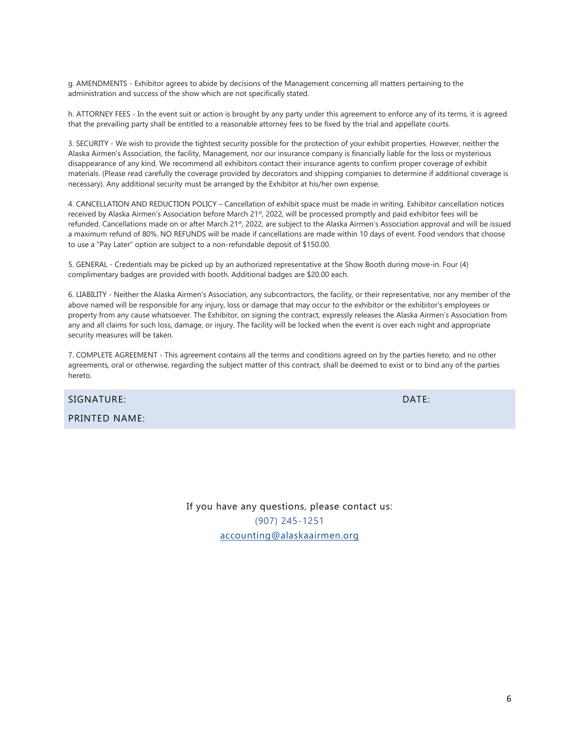g. AMENDMENTS - Exhibitor agrees to abide by decisions of the Management concerning all matters pertaining to the administration and success of the show which are not specifically stated.

h. ATTORNEY FEES - In the event suit or action is brought by any party under this agreement to enforce any of its terms, it is agreed that the prevailing party shall be entitled to a reasonable attorney fees to be fixed by the trial and appellate courts.

3. SECURITY - We wish to provide the tightest security possible for the protection of your exhibit properties. However, neither the Alaska Airmen's Association, the facility, Management, nor our insurance company is financially liable for the loss or mysterious disappearance of any kind. We recommend all exhibitors contact their insurance agents to confirm proper coverage of exhibit materials. (Please read carefully the coverage provided by decorators and shipping companies to determine if additional coverage is necessary). Any additional security must be arranged by the Exhibitor at his/her own expense.

4. CANCELLATION AND REDUCTION POLICY – Cancellation of exhibit space must be made in writing. Exhibitor cancellation notices received by Alaska Airmen's Association before March 21st, 2022, will be processed promptly and paid exhibitor fees will be refunded. Cancellations made on or after March 21st, 2022, are subject to the Alaska Airmen's Association approval and will be issued a maximum refund of 80%. NO REFUNDS will be made if cancellations are made within 10 days of event. Food vendors that choose to use a "Pay Later" option are subject to a non-refundable deposit of $150.00.

5. GENERAL - Credentials may be picked up by an authorized representative at the Show Booth during move-in. Four (4) complimentary badges are provided with booth. Additional badges are $20.00 each.

6. LIABILITY - Neither the Alaska Airmen's Association, any subcontractors, the facility, or their representative, nor any member of the above named will be responsible for any injury, loss or damage that may occur to the exhibitor or the exhibitor's employees or property from any cause whatsoever. The Exhibitor, on signing the contract, expressly releases the Alaska Airmen's Association from any and all claims for such loss, damage, or injury. The facility will be locked when the event is over each night and appropriate security measures will be taken.

7. COMPLETE AGREEMENT - This agreement contains all the terms and conditions agreed on by the parties hereto, and no other agreements, oral or otherwise, regarding the subject matter of this contract, shall be deemed to exist or to bind any of the parties hereto.

SIGNATURE: DATE:

PRINTED NAME:

If you have any questions, please contact us:

(907) 245-1251

accounting@alaskaairmen.org